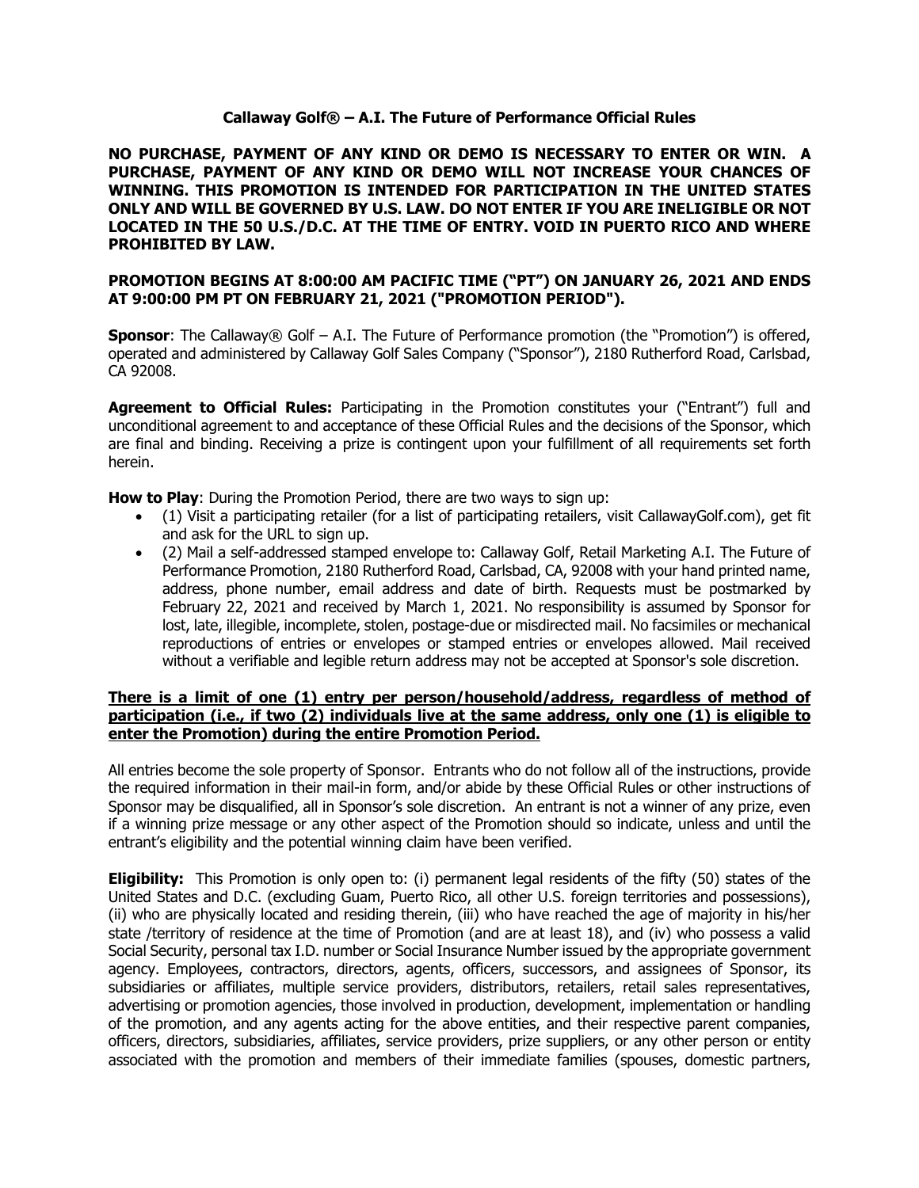# Callaway Golf® – A.I. The Future of Performance Official Rules

**NO PURCHASE, PAYMENT OF ANY KIND OR DEMO IS NECESSARY TO ENTER OR WIN. A PURCHASE, PAYMENT OF ANY KIND OR DEMO WILL NOT INCREASE YOUR CHANCES OF WINNING. THIS PROMOTION IS INTENDED FOR PARTICIPATION IN THE UNITED STATES ONLY AND WILL BE GOVERNED BY U.S. LAW. DO NOT ENTER IF YOU ARE INELIGIBLE OR NOT LOCATED IN THE 50 U.S./D.C. AT THE TIME OF ENTRY. VOID IN PUERTO RICO AND WHERE PROHIBITED BY LAW.**

**PROMOTION BEGINS AT 8:00:00 AM PACIFIC TIME ("PT") ON JANUARY 26, 2021 AND ENDS AT 9:00:00 PM PT ON FEBRUARY 21, 2021 ("PROMOTION PERIOD").**

**Sponsor**: The Callaway® Golf – A.I. The Future of Performance promotion (the "Promotion") is offered, operated and administered by Callaway Golf Sales Company ("Sponsor"), 2180 Rutherford Road, Carlsbad, CA 92008.

**Agreement to Official Rules:** Participating in the Promotion constitutes your ("Entrant") full and unconditional agreement to and acceptance of these Official Rules and the decisions of the Sponsor, which are final and binding. Receiving a prize is contingent upon your fulfillment of all requirements set forth herein.

**How to Play**: During the Promotion Period, there are two ways to sign up:

- (1) Visit a participating retailer (for a list of participating retailers, visit CallawayGolf.com), get fit and ask for the URL to sign up.
- (2) Mail a self-addressed stamped envelope to: Callaway Golf, Retail Marketing A.I. The Future of Performance Promotion, 2180 Rutherford Road, Carlsbad, CA, 92008 with your hand printed name, address, phone number, email address and date of birth. Requests must be postmarked by February 22, 2021 and received by March 1, 2021. No responsibility is assumed by Sponsor for lost, late, illegible, incomplete, stolen, postage-due or misdirected mail. No facsimiles or mechanical reproductions of entries or envelopes or stamped entries or envelopes allowed. Mail received without a verifiable and legible return address may not be accepted at Sponsor's sole discretion.

**There is a limit of one (1) entry per person/household/address, regardless of method of participation (i.e., if two (2) individuals live at the same address, only one (1) is eligible to enter the Promotion) during the entire Promotion Period.**

All entries become the sole property of Sponsor. Entrants who do not follow all of the instructions, provide the required information in their mail-in form, and/or abide by these Official Rules or other instructions of Sponsor may be disqualified, all in Sponsor's sole discretion. An entrant is not a winner of any prize, even if a winning prize message or any other aspect of the Promotion should so indicate, unless and until the entrant's eligibility and the potential winning claim have been verified.

**Eligibility:** This Promotion is only open to: (i) permanent legal residents of the fifty (50) states of the United States and D.C. (excluding Guam, Puerto Rico, all other U.S. foreign territories and possessions), (ii) who are physically located and residing therein, (iii) who have reached the age of majority in his/her state /territory of residence at the time of Promotion (and are at least 18), and (iv) who possess a valid Social Security, personal tax I.D. number or Social Insurance Number issued by the appropriate government agency. Employees, contractors, directors, agents, officers, successors, and assignees of Sponsor, its subsidiaries or affiliates, multiple service providers, distributors, retailers, retail sales representatives, advertising or promotion agencies, those involved in production, development, implementation or handling of the promotion, and any agents acting for the above entities, and their respective parent companies, officers, directors, subsidiaries, affiliates, service providers, prize suppliers, or any other person or entity associated with the promotion and members of their immediate families (spouses, domestic partners,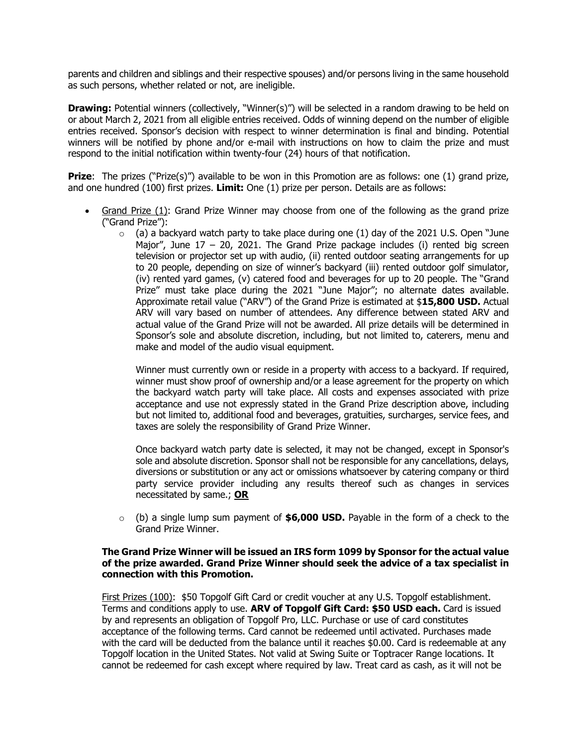parents and children and siblings and their respective spouses) and/or persons living in the same household as such persons, whether related or not, are ineligible.

**Drawing:** Potential winners (collectively, "Winner(s)") will be selected in a random drawing to be held on or about March 2, 2021 from all eligible entries received. Odds of winning depend on the number of eligible entries received. Sponsor's decision with respect to winner determination is final and binding. Potential winners will be notified by phone and/or e-mail with instructions on how to claim the prize and must respond to the initial notification within twenty-four (24) hours of that notification.

**Prize**: The prizes ("Prize(s)") available to be won in this Promotion are as follows: one (1) grand prize, and one hundred (100) first prizes. **Limit:** One (1) prize per person. Details are as follows:

- Grand Prize (1): Grand Prize Winner may choose from one of the following as the grand prize ("Grand Prize"):
  - (a) a backyard watch party to take place during one (1) day of the 2021 U.S. Open "June Major", June 17 – 20, 2021. The Grand Prize package includes (i) rented big screen television or projector set up with audio, (ii) rented outdoor seating arrangements for up to 20 people, depending on size of winner's backyard (iii) rented outdoor golf simulator, (iv) rented yard games, (v) catered food and beverages for up to 20 people. The "Grand Prize" must take place during the 2021 "June Major"; no alternate dates available. Approximate retail value ("ARV") of the Grand Prize is estimated at $**15,800 USD.** Actual ARV will vary based on number of attendees. Any difference between stated ARV and actual value of the Grand Prize will not be awarded. All prize details will be determined in Sponsor's sole and absolute discretion, including, but not limited to, caterers, menu and make and model of the audio visual equipment.

    Winner must currently own or reside in a property with access to a backyard. If required, winner must show proof of ownership and/or a lease agreement for the property on which the backyard watch party will take place. All costs and expenses associated with prize acceptance and use not expressly stated in the Grand Prize description above, including but not limited to, additional food and beverages, gratuities, surcharges, service fees, and taxes are solely the responsibility of Grand Prize Winner.

    Once backyard watch party date is selected, it may not be changed, except in Sponsor's sole and absolute discretion. Sponsor shall not be responsible for any cancellations, delays, diversions or substitution or any act or omissions whatsoever by catering company or third party service provider including any results thereof such as changes in services necessitated by same.; **OR**

  - (b) a single lump sum payment of **$6,000 USD.** Payable in the form of a check to the Grand Prize Winner.

  **The Grand Prize Winner will be issued an IRS form 1099 by Sponsor for the actual value of the prize awarded. Grand Prize Winner should seek the advice of a tax specialist in connection with this Promotion.**

  First Prizes (100): $50 Topgolf Gift Card or credit voucher at any U.S. Topgolf establishment. Terms and conditions apply to use. **ARV of Topgolf Gift Card: $50 USD each.** Card is issued by and represents an obligation of Topgolf Pro, LLC. Purchase or use of card constitutes acceptance of the following terms. Card cannot be redeemed until activated. Purchases made with the card will be deducted from the balance until it reaches $0.00. Card is redeemable at any Topgolf location in the United States. Not valid at Swing Suite or Toptracer Range locations. It cannot be redeemed for cash except where required by law. Treat card as cash, as it will not be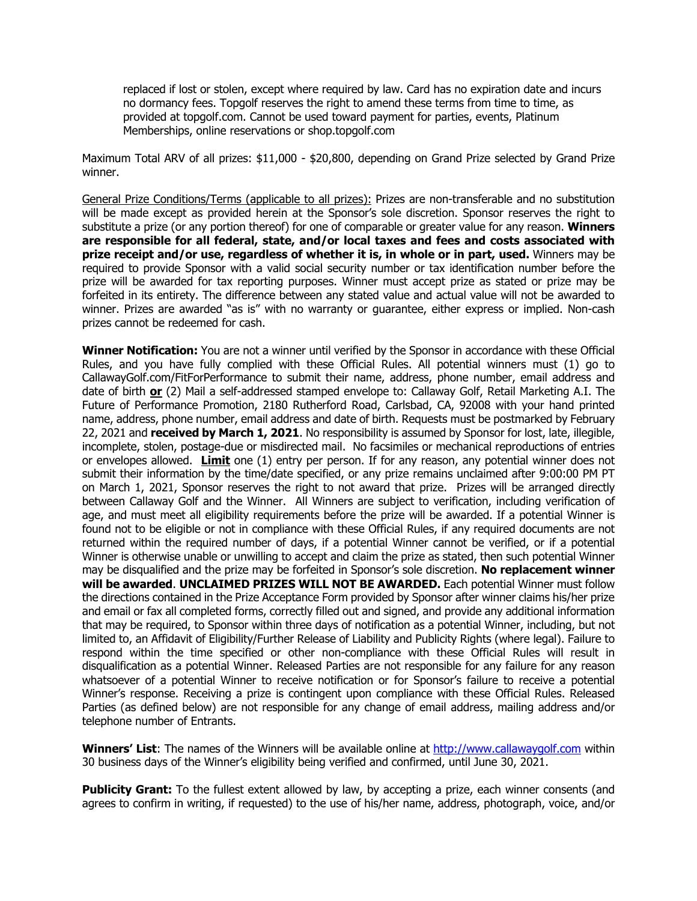replaced if lost or stolen, except where required by law. Card has no expiration date and incurs no dormancy fees. Topgolf reserves the right to amend these terms from time to time, as provided at topgolf.com. Cannot be used toward payment for parties, events, Platinum Memberships, online reservations or shop.topgolf.com

Maximum Total ARV of all prizes: $11,000 - $20,800, depending on Grand Prize selected by Grand Prize winner.

General Prize Conditions/Terms (applicable to all prizes): Prizes are non-transferable and no substitution will be made except as provided herein at the Sponsor's sole discretion. Sponsor reserves the right to substitute a prize (or any portion thereof) for one of comparable or greater value for any reason. **Winners are responsible for all federal, state, and/or local taxes and fees and costs associated with prize receipt and/or use, regardless of whether it is, in whole or in part, used.** Winners may be required to provide Sponsor with a valid social security number or tax identification number before the prize will be awarded for tax reporting purposes. Winner must accept prize as stated or prize may be forfeited in its entirety. The difference between any stated value and actual value will not be awarded to winner. Prizes are awarded "as is" with no warranty or guarantee, either express or implied. Non-cash prizes cannot be redeemed for cash.

**Winner Notification:** You are not a winner until verified by the Sponsor in accordance with these Official Rules, and you have fully complied with these Official Rules. All potential winners must (1) go to CallawayGolf.com/FitForPerformance to submit their name, address, phone number, email address and date of birth **or** (2) Mail a self-addressed stamped envelope to: Callaway Golf, Retail Marketing A.I. The Future of Performance Promotion, 2180 Rutherford Road, Carlsbad, CA, 92008 with your hand printed name, address, phone number, email address and date of birth. Requests must be postmarked by February 22, 2021 and **received by March 1, 2021**. No responsibility is assumed by Sponsor for lost, late, illegible, incomplete, stolen, postage-due or misdirected mail. No facsimiles or mechanical reproductions of entries or envelopes allowed. **Limit** one (1) entry per person. If for any reason, any potential winner does not submit their information by the time/date specified, or any prize remains unclaimed after 9:00:00 PM PT on March 1, 2021, Sponsor reserves the right to not award that prize. Prizes will be arranged directly between Callaway Golf and the Winner. All Winners are subject to verification, including verification of age, and must meet all eligibility requirements before the prize will be awarded. If a potential Winner is found not to be eligible or not in compliance with these Official Rules, if any required documents are not returned within the required number of days, if a potential Winner cannot be verified, or if a potential Winner is otherwise unable or unwilling to accept and claim the prize as stated, then such potential Winner may be disqualified and the prize may be forfeited in Sponsor's sole discretion. **No replacement winner will be awarded**. **UNCLAIMED PRIZES WILL NOT BE AWARDED.** Each potential Winner must follow the directions contained in the Prize Acceptance Form provided by Sponsor after winner claims his/her prize and email or fax all completed forms, correctly filled out and signed, and provide any additional information that may be required, to Sponsor within three days of notification as a potential Winner, including, but not limited to, an Affidavit of Eligibility/Further Release of Liability and Publicity Rights (where legal). Failure to respond within the time specified or other non-compliance with these Official Rules will result in disqualification as a potential Winner. Released Parties are not responsible for any failure for any reason whatsoever of a potential Winner to receive notification or for Sponsor's failure to receive a potential Winner's response. Receiving a prize is contingent upon compliance with these Official Rules. Released Parties (as defined below) are not responsible for any change of email address, mailing address and/or telephone number of Entrants.

**Winners' List**: The names of the Winners will be available online at http://www.callawaygolf.com within 30 business days of the Winner's eligibility being verified and confirmed, until June 30, 2021.

**Publicity Grant:** To the fullest extent allowed by law, by accepting a prize, each winner consents (and agrees to confirm in writing, if requested) to the use of his/her name, address, photograph, voice, and/or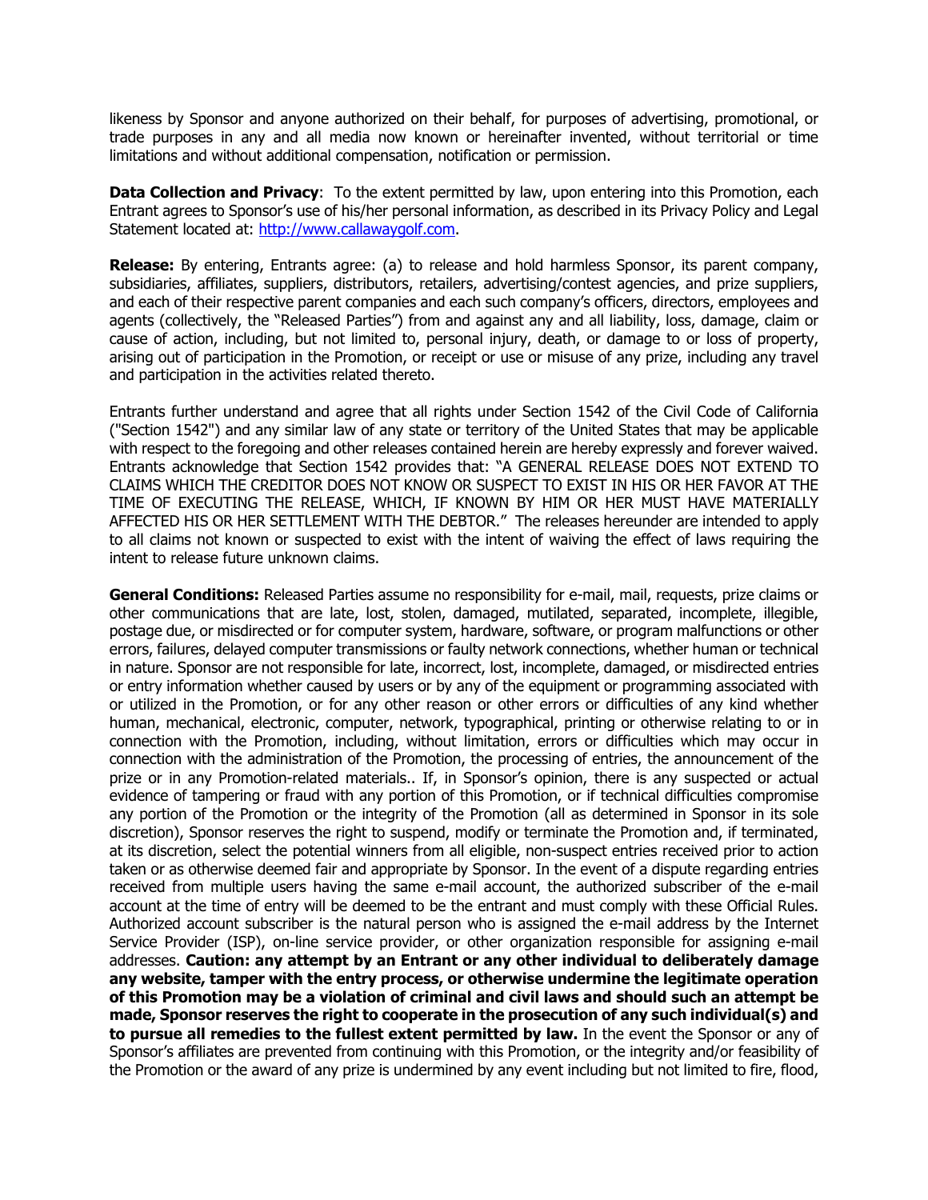likeness by Sponsor and anyone authorized on their behalf, for purposes of advertising, promotional, or trade purposes in any and all media now known or hereinafter invented, without territorial or time limitations and without additional compensation, notification or permission.

**Data Collection and Privacy**: To the extent permitted by law, upon entering into this Promotion, each Entrant agrees to Sponsor's use of his/her personal information, as described in its Privacy Policy and Legal Statement located at: [http://www.callawaygolf.com](http://www.callawaygolf.com).

**Release:** By entering, Entrants agree: (a) to release and hold harmless Sponsor, its parent company, subsidiaries, affiliates, suppliers, distributors, retailers, advertising/contest agencies, and prize suppliers, and each of their respective parent companies and each such company's officers, directors, employees and agents (collectively, the "Released Parties") from and against any and all liability, loss, damage, claim or cause of action, including, but not limited to, personal injury, death, or damage to or loss of property, arising out of participation in the Promotion, or receipt or use or misuse of any prize, including any travel and participation in the activities related thereto.

Entrants further understand and agree that all rights under Section 1542 of the Civil Code of California ("Section 1542") and any similar law of any state or territory of the United States that may be applicable with respect to the foregoing and other releases contained herein are hereby expressly and forever waived. Entrants acknowledge that Section 1542 provides that: "A GENERAL RELEASE DOES NOT EXTEND TO CLAIMS WHICH THE CREDITOR DOES NOT KNOW OR SUSPECT TO EXIST IN HIS OR HER FAVOR AT THE TIME OF EXECUTING THE RELEASE, WHICH, IF KNOWN BY HIM OR HER MUST HAVE MATERIALLY AFFECTED HIS OR HER SETTLEMENT WITH THE DEBTOR." The releases hereunder are intended to apply to all claims not known or suspected to exist with the intent of waiving the effect of laws requiring the intent to release future unknown claims.

**General Conditions:** Released Parties assume no responsibility for e-mail, mail, requests, prize claims or other communications that are late, lost, stolen, damaged, mutilated, separated, incomplete, illegible, postage due, or misdirected or for computer system, hardware, software, or program malfunctions or other errors, failures, delayed computer transmissions or faulty network connections, whether human or technical in nature. Sponsor are not responsible for late, incorrect, lost, incomplete, damaged, or misdirected entries or entry information whether caused by users or by any of the equipment or programming associated with or utilized in the Promotion, or for any other reason or other errors or difficulties of any kind whether human, mechanical, electronic, computer, network, typographical, printing or otherwise relating to or in connection with the Promotion, including, without limitation, errors or difficulties which may occur in connection with the administration of the Promotion, the processing of entries, the announcement of the prize or in any Promotion-related materials.. If, in Sponsor's opinion, there is any suspected or actual evidence of tampering or fraud with any portion of this Promotion, or if technical difficulties compromise any portion of the Promotion or the integrity of the Promotion (all as determined in Sponsor in its sole discretion), Sponsor reserves the right to suspend, modify or terminate the Promotion and, if terminated, at its discretion, select the potential winners from all eligible, non-suspect entries received prior to action taken or as otherwise deemed fair and appropriate by Sponsor. In the event of a dispute regarding entries received from multiple users having the same e-mail account, the authorized subscriber of the e-mail account at the time of entry will be deemed to be the entrant and must comply with these Official Rules. Authorized account subscriber is the natural person who is assigned the e-mail address by the Internet Service Provider (ISP), on-line service provider, or other organization responsible for assigning e-mail addresses. **Caution: any attempt by an Entrant or any other individual to deliberately damage any website, tamper with the entry process, or otherwise undermine the legitimate operation of this Promotion may be a violation of criminal and civil laws and should such an attempt be made, Sponsor reserves the right to cooperate in the prosecution of any such individual(s) and to pursue all remedies to the fullest extent permitted by law.** In the event the Sponsor or any of Sponsor's affiliates are prevented from continuing with this Promotion, or the integrity and/or feasibility of the Promotion or the award of any prize is undermined by any event including but not limited to fire, flood,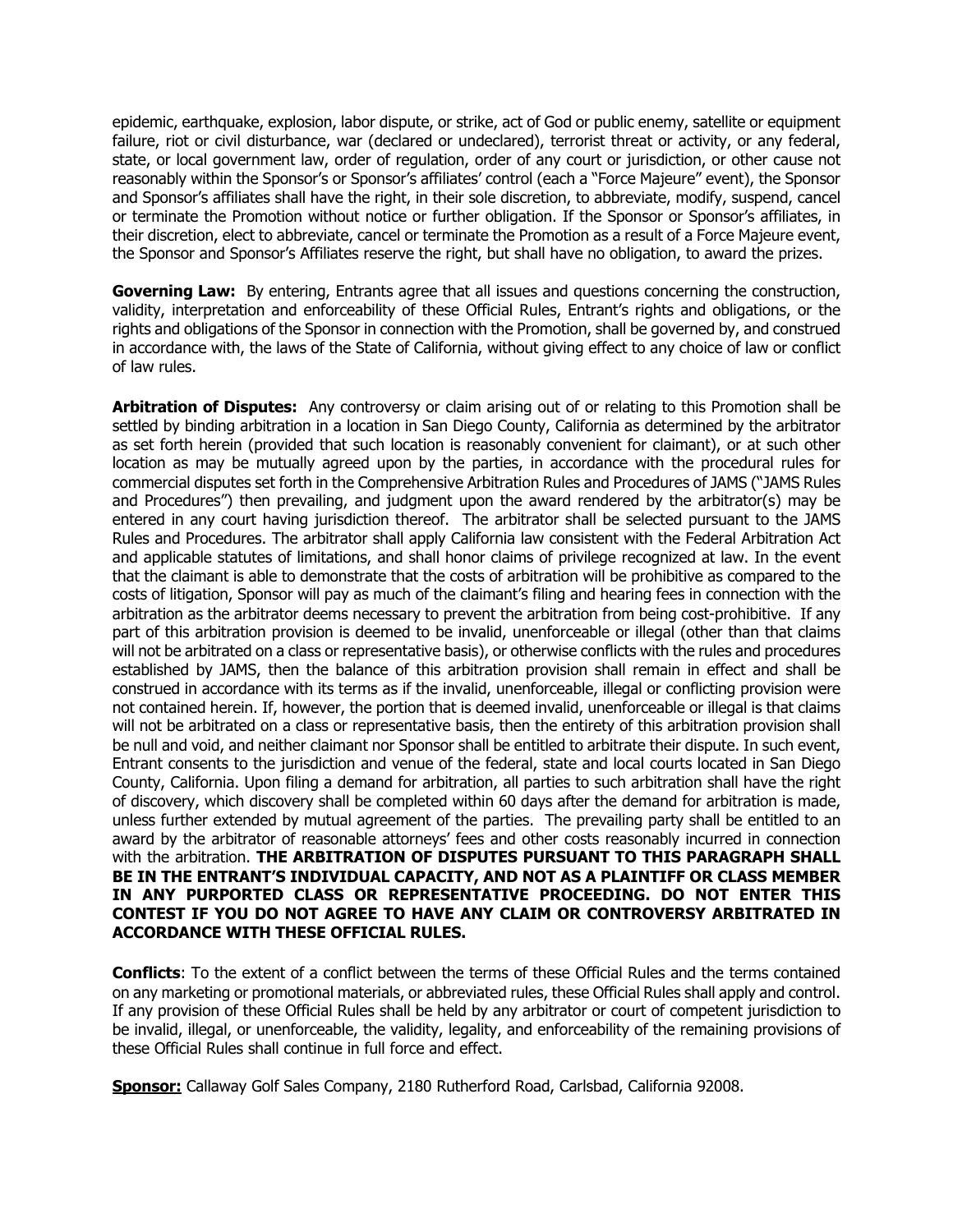epidemic, earthquake, explosion, labor dispute, or strike, act of God or public enemy, satellite or equipment failure, riot or civil disturbance, war (declared or undeclared), terrorist threat or activity, or any federal, state, or local government law, order of regulation, order of any court or jurisdiction, or other cause not reasonably within the Sponsor's or Sponsor's affiliates' control (each a "Force Majeure" event), the Sponsor and Sponsor's affiliates shall have the right, in their sole discretion, to abbreviate, modify, suspend, cancel or terminate the Promotion without notice or further obligation. If the Sponsor or Sponsor's affiliates, in their discretion, elect to abbreviate, cancel or terminate the Promotion as a result of a Force Majeure event, the Sponsor and Sponsor's Affiliates reserve the right, but shall have no obligation, to award the prizes.

**Governing Law:** By entering, Entrants agree that all issues and questions concerning the construction, validity, interpretation and enforceability of these Official Rules, Entrant's rights and obligations, or the rights and obligations of the Sponsor in connection with the Promotion, shall be governed by, and construed in accordance with, the laws of the State of California, without giving effect to any choice of law or conflict of law rules.

**Arbitration of Disputes:** Any controversy or claim arising out of or relating to this Promotion shall be settled by binding arbitration in a location in San Diego County, California as determined by the arbitrator as set forth herein (provided that such location is reasonably convenient for claimant), or at such other location as may be mutually agreed upon by the parties, in accordance with the procedural rules for commercial disputes set forth in the Comprehensive Arbitration Rules and Procedures of JAMS ("JAMS Rules and Procedures") then prevailing, and judgment upon the award rendered by the arbitrator(s) may be entered in any court having jurisdiction thereof. The arbitrator shall be selected pursuant to the JAMS Rules and Procedures. The arbitrator shall apply California law consistent with the Federal Arbitration Act and applicable statutes of limitations, and shall honor claims of privilege recognized at law. In the event that the claimant is able to demonstrate that the costs of arbitration will be prohibitive as compared to the costs of litigation, Sponsor will pay as much of the claimant's filing and hearing fees in connection with the arbitration as the arbitrator deems necessary to prevent the arbitration from being cost-prohibitive. If any part of this arbitration provision is deemed to be invalid, unenforceable or illegal (other than that claims will not be arbitrated on a class or representative basis), or otherwise conflicts with the rules and procedures established by JAMS, then the balance of this arbitration provision shall remain in effect and shall be construed in accordance with its terms as if the invalid, unenforceable, illegal or conflicting provision were not contained herein. If, however, the portion that is deemed invalid, unenforceable or illegal is that claims will not be arbitrated on a class or representative basis, then the entirety of this arbitration provision shall be null and void, and neither claimant nor Sponsor shall be entitled to arbitrate their dispute. In such event, Entrant consents to the jurisdiction and venue of the federal, state and local courts located in San Diego County, California. Upon filing a demand for arbitration, all parties to such arbitration shall have the right of discovery, which discovery shall be completed within 60 days after the demand for arbitration is made, unless further extended by mutual agreement of the parties. The prevailing party shall be entitled to an award by the arbitrator of reasonable attorneys' fees and other costs reasonably incurred in connection with the arbitration. **THE ARBITRATION OF DISPUTES PURSUANT TO THIS PARAGRAPH SHALL BE IN THE ENTRANT'S INDIVIDUAL CAPACITY, AND NOT AS A PLAINTIFF OR CLASS MEMBER IN ANY PURPORTED CLASS OR REPRESENTATIVE PROCEEDING. DO NOT ENTER THIS CONTEST IF YOU DO NOT AGREE TO HAVE ANY CLAIM OR CONTROVERSY ARBITRATED IN ACCORDANCE WITH THESE OFFICIAL RULES.**

**Conflicts**: To the extent of a conflict between the terms of these Official Rules and the terms contained on any marketing or promotional materials, or abbreviated rules, these Official Rules shall apply and control. If any provision of these Official Rules shall be held by any arbitrator or court of competent jurisdiction to be invalid, illegal, or unenforceable, the validity, legality, and enforceability of the remaining provisions of these Official Rules shall continue in full force and effect.

**Sponsor:** Callaway Golf Sales Company, 2180 Rutherford Road, Carlsbad, California 92008.